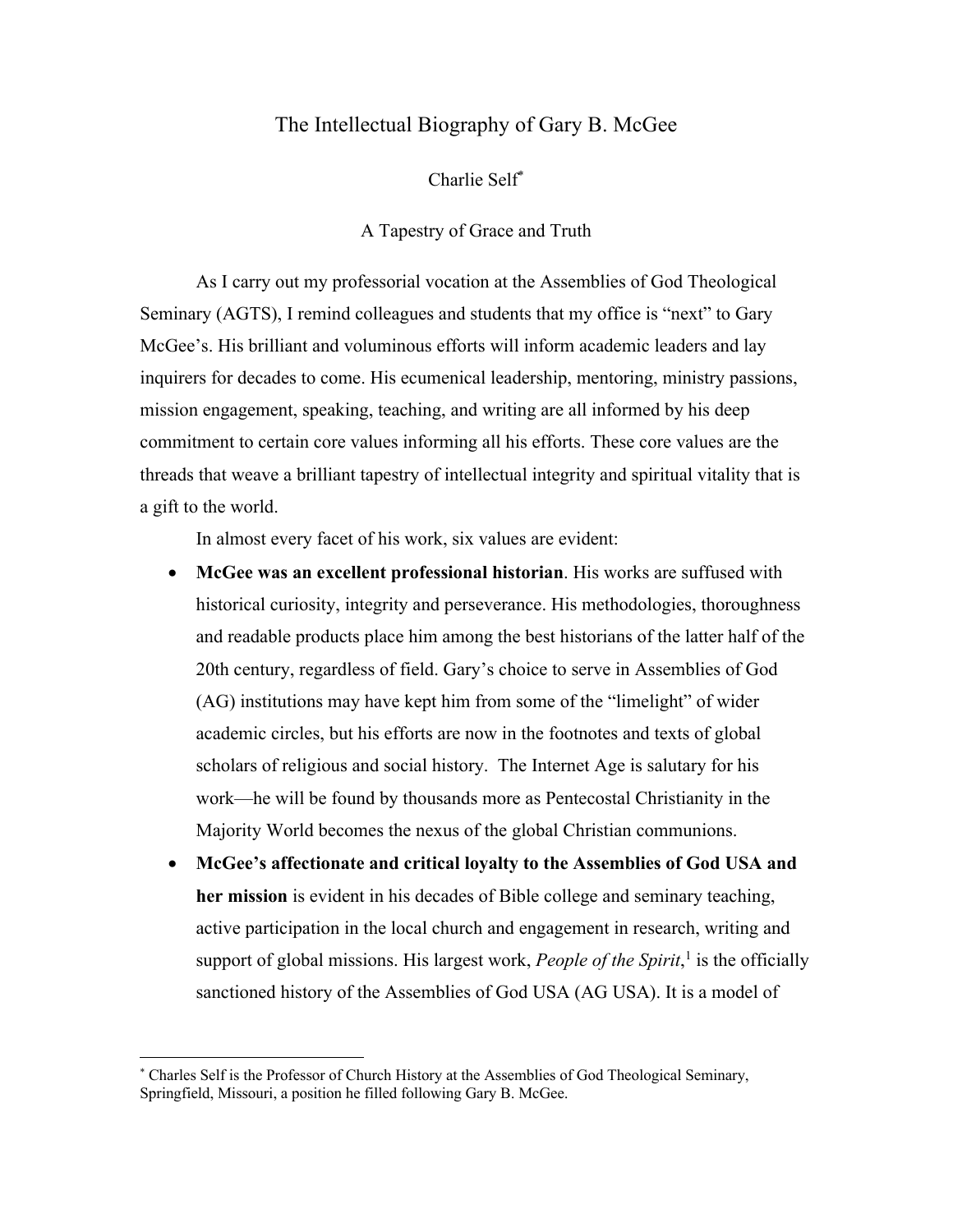# The Intellectual Biography of Gary B. McGee

Charlie Self[*]

## A Tapestry of Grace and Truth

As I carry out my professorial vocation at the Assemblies of God Theological Seminary (AGTS), I remind colleagues and students that my office is "next" to Gary McGee's. His brilliant and voluminous efforts will inform academic leaders and lay inquirers for decades to come. His ecumenical leadership, mentoring, ministry passions, mission engagement, speaking, teaching, and writing are all informed by his deep commitment to certain core values informing all his efforts. These core values are the threads that weave a brilliant tapestry of intellectual integrity and spiritual vitality that is a gift to the world.

In almost every facet of his work, six values are evident:

- **McGee was an excellent professional historian**. His works are suffused with historical curiosity, integrity and perseverance. His methodologies, thoroughness and readable products place him among the best historians of the latter half of the 20th century, regardless of field. Gary's choice to serve in Assemblies of God (AG) institutions may have kept him from some of the "limelight" of wider academic circles, but his efforts are now in the footnotes and texts of global scholars of religious and social history. The Internet Age is salutary for his work—he will be found by thousands more as Pentecostal Christianity in the Majority World becomes the nexus of the global Christian communions.
- **McGee's affectionate and critical loyalty to the Assemblies of God USA and her mission** is evident in his decades of Bible college and seminary teaching, active participation in the local church and engagement in research, writing and support of global missions. His largest work, *People of the Spirit*,[1] is the officially sanctioned history of the Assemblies of God USA (AG USA). It is a model of

[*] Charles Self is the Professor of Church History at the Assemblies of God Theological Seminary, Springfield, Missouri, a position he filled following Gary B. McGee.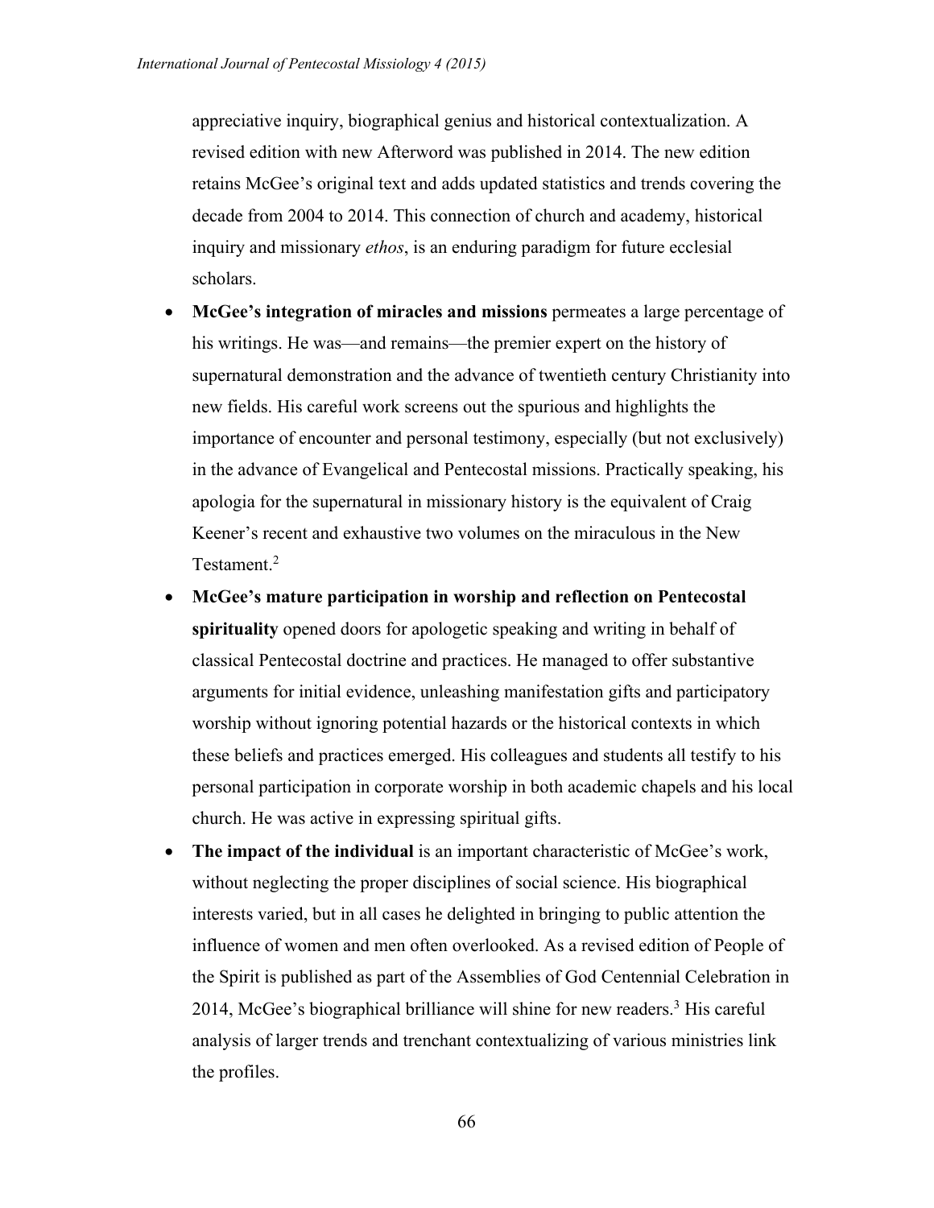appreciative inquiry, biographical genius and historical contextualization. A revised edition with new Afterword was published in 2014. The new edition retains McGee's original text and adds updated statistics and trends covering the decade from 2004 to 2014. This connection of church and academy, historical inquiry and missionary *ethos*, is an enduring paradigm for future ecclesial scholars.

- **McGee's integration of miracles and missions** permeates a large percentage of his writings. He was—and remains—the premier expert on the history of supernatural demonstration and the advance of twentieth century Christianity into new fields. His careful work screens out the spurious and highlights the importance of encounter and personal testimony, especially (but not exclusively) in the advance of Evangelical and Pentecostal missions. Practically speaking, his apologia for the supernatural in missionary history is the equivalent of Craig Keener's recent and exhaustive two volumes on the miraculous in the New Testament.[2]
- **McGee's mature participation in worship and reflection on Pentecostal spirituality** opened doors for apologetic speaking and writing in behalf of classical Pentecostal doctrine and practices. He managed to offer substantive arguments for initial evidence, unleashing manifestation gifts and participatory worship without ignoring potential hazards or the historical contexts in which these beliefs and practices emerged. His colleagues and students all testify to his personal participation in corporate worship in both academic chapels and his local church. He was active in expressing spiritual gifts.
- **The impact of the individual** is an important characteristic of McGee's work, without neglecting the proper disciplines of social science. His biographical interests varied, but in all cases he delighted in bringing to public attention the influence of women and men often overlooked. As a revised edition of People of the Spirit is published as part of the Assemblies of God Centennial Celebration in 2014, McGee's biographical brilliance will shine for new readers.[3] His careful analysis of larger trends and trenchant contextualizing of various ministries link the profiles.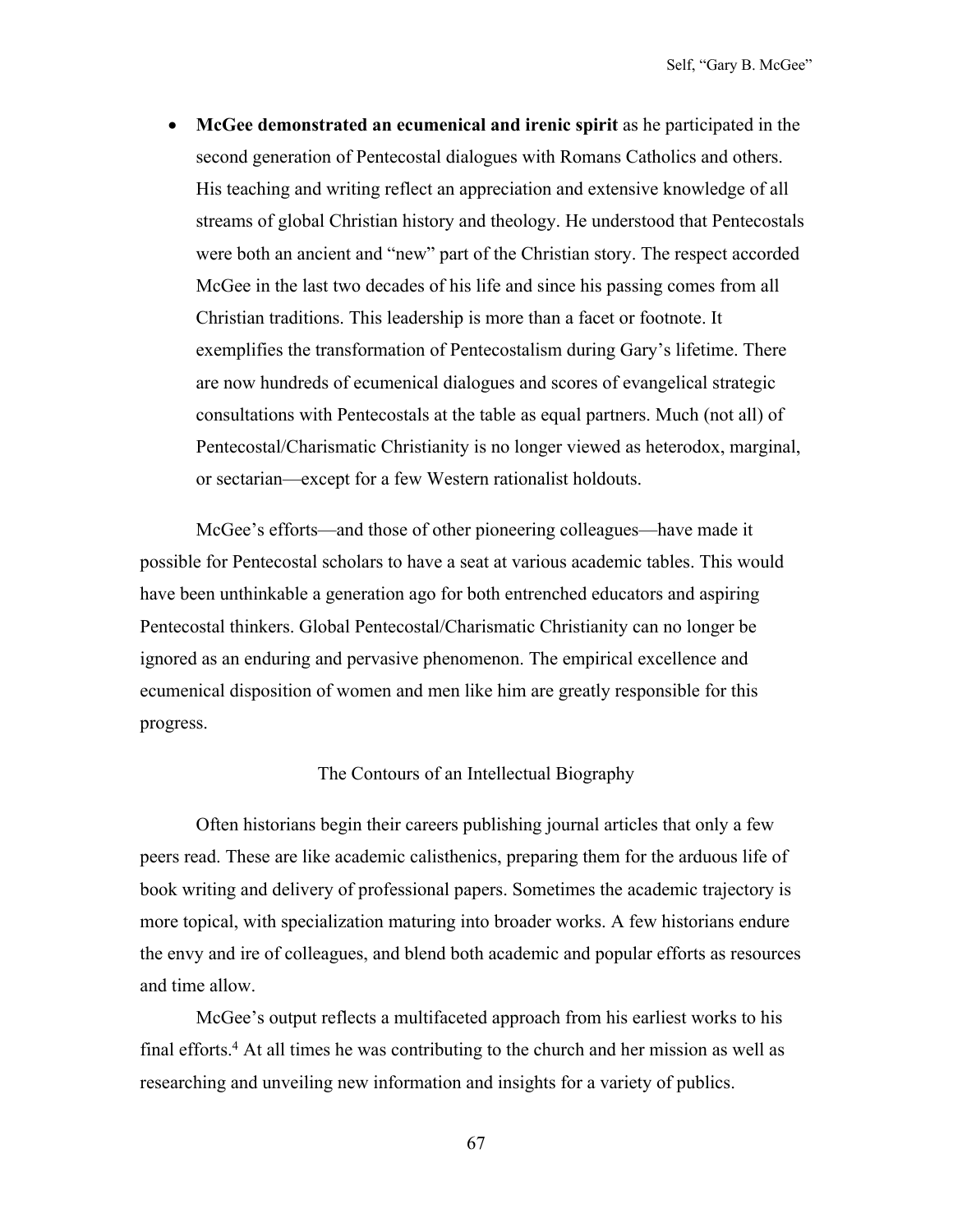- **McGee demonstrated an ecumenical and irenic spirit** as he participated in the second generation of Pentecostal dialogues with Romans Catholics and others. His teaching and writing reflect an appreciation and extensive knowledge of all streams of global Christian history and theology. He understood that Pentecostals were both an ancient and "new" part of the Christian story. The respect accorded McGee in the last two decades of his life and since his passing comes from all Christian traditions. This leadership is more than a facet or footnote. It exemplifies the transformation of Pentecostalism during Gary's lifetime. There are now hundreds of ecumenical dialogues and scores of evangelical strategic consultations with Pentecostals at the table as equal partners. Much (not all) of Pentecostal/Charismatic Christianity is no longer viewed as heterodox, marginal, or sectarian—except for a few Western rationalist holdouts.

McGee's efforts—and those of other pioneering colleagues—have made it possible for Pentecostal scholars to have a seat at various academic tables. This would have been unthinkable a generation ago for both entrenched educators and aspiring Pentecostal thinkers. Global Pentecostal/Charismatic Christianity can no longer be ignored as an enduring and pervasive phenomenon. The empirical excellence and ecumenical disposition of women and men like him are greatly responsible for this progress.

## The Contours of an Intellectual Biography

Often historians begin their careers publishing journal articles that only a few peers read. These are like academic calisthenics, preparing them for the arduous life of book writing and delivery of professional papers. Sometimes the academic trajectory is more topical, with specialization maturing into broader works. A few historians endure the envy and ire of colleagues, and blend both academic and popular efforts as resources and time allow.

McGee's output reflects a multifaceted approach from his earliest works to his final efforts.[4] At all times he was contributing to the church and her mission as well as researching and unveiling new information and insights for a variety of publics.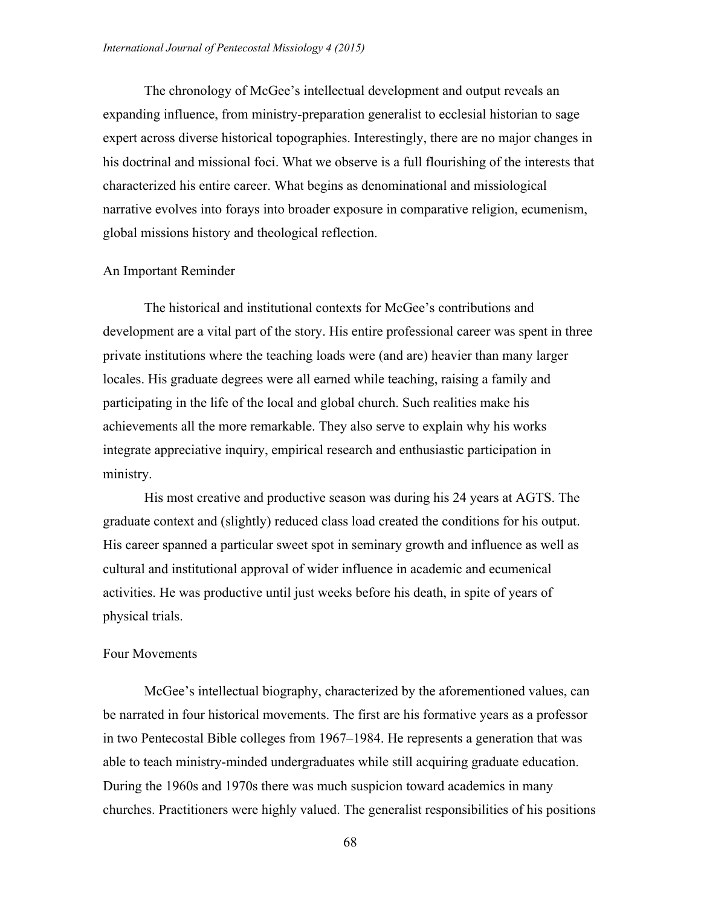The chronology of McGee's intellectual development and output reveals an expanding influence, from ministry-preparation generalist to ecclesial historian to sage expert across diverse historical topographies. Interestingly, there are no major changes in his doctrinal and missional foci. What we observe is a full flourishing of the interests that characterized his entire career. What begins as denominational and missiological narrative evolves into forays into broader exposure in comparative religion, ecumenism, global missions history and theological reflection.

## An Important Reminder

The historical and institutional contexts for McGee's contributions and development are a vital part of the story. His entire professional career was spent in three private institutions where the teaching loads were (and are) heavier than many larger locales. His graduate degrees were all earned while teaching, raising a family and participating in the life of the local and global church. Such realities make his achievements all the more remarkable. They also serve to explain why his works integrate appreciative inquiry, empirical research and enthusiastic participation in ministry.

His most creative and productive season was during his 24 years at AGTS. The graduate context and (slightly) reduced class load created the conditions for his output. His career spanned a particular sweet spot in seminary growth and influence as well as cultural and institutional approval of wider influence in academic and ecumenical activities. He was productive until just weeks before his death, in spite of years of physical trials.

## Four Movements

McGee's intellectual biography, characterized by the aforementioned values, can be narrated in four historical movements. The first are his formative years as a professor in two Pentecostal Bible colleges from 1967–1984. He represents a generation that was able to teach ministry-minded undergraduates while still acquiring graduate education. During the 1960s and 1970s there was much suspicion toward academics in many churches. Practitioners were highly valued. The generalist responsibilities of his positions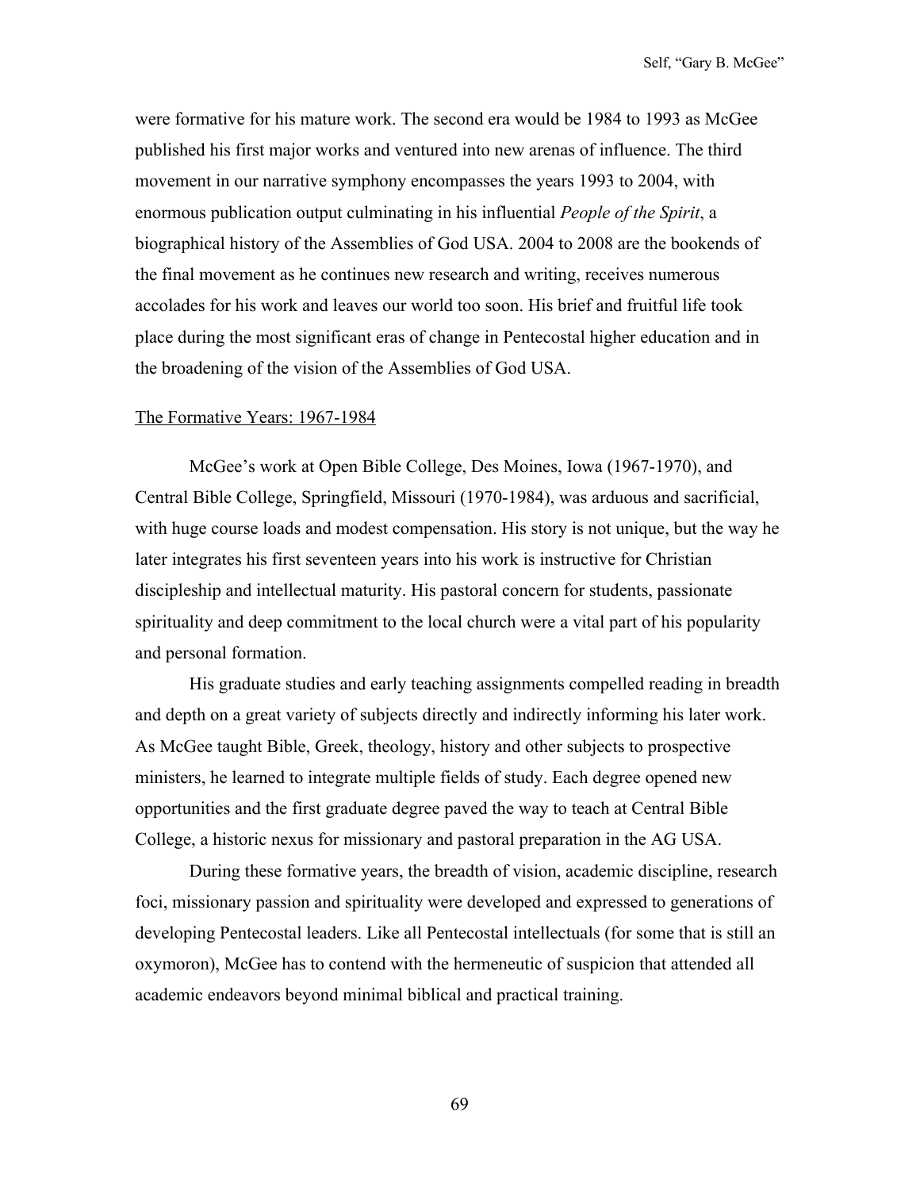were formative for his mature work. The second era would be 1984 to 1993 as McGee published his first major works and ventured into new arenas of influence. The third movement in our narrative symphony encompasses the years 1993 to 2004, with enormous publication output culminating in his influential *People of the Spirit*, a biographical history of the Assemblies of God USA. 2004 to 2008 are the bookends of the final movement as he continues new research and writing, receives numerous accolades for his work and leaves our world too soon. His brief and fruitful life took place during the most significant eras of change in Pentecostal higher education and in the broadening of the vision of the Assemblies of God USA.

## The Formative Years: 1967-1984

McGee's work at Open Bible College, Des Moines, Iowa (1967-1970), and Central Bible College, Springfield, Missouri (1970-1984), was arduous and sacrificial, with huge course loads and modest compensation. His story is not unique, but the way he later integrates his first seventeen years into his work is instructive for Christian discipleship and intellectual maturity. His pastoral concern for students, passionate spirituality and deep commitment to the local church were a vital part of his popularity and personal formation.

His graduate studies and early teaching assignments compelled reading in breadth and depth on a great variety of subjects directly and indirectly informing his later work. As McGee taught Bible, Greek, theology, history and other subjects to prospective ministers, he learned to integrate multiple fields of study. Each degree opened new opportunities and the first graduate degree paved the way to teach at Central Bible College, a historic nexus for missionary and pastoral preparation in the AG USA.

During these formative years, the breadth of vision, academic discipline, research foci, missionary passion and spirituality were developed and expressed to generations of developing Pentecostal leaders. Like all Pentecostal intellectuals (for some that is still an oxymoron), McGee has to contend with the hermeneutic of suspicion that attended all academic endeavors beyond minimal biblical and practical training.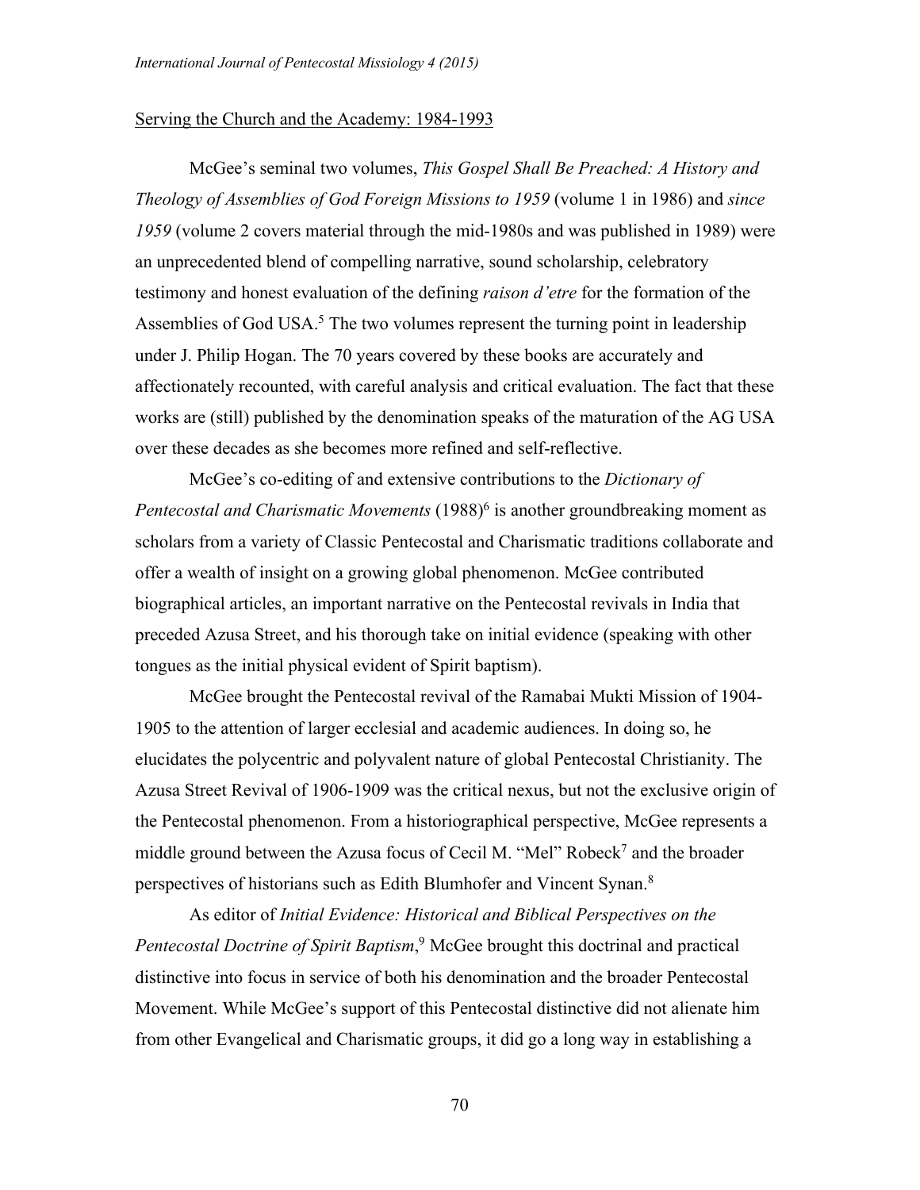Serving the Church and the Academy: 1984-1993

McGee's seminal two volumes, *This Gospel Shall Be Preached: A History and Theology of Assemblies of God Foreign Missions to 1959* (volume 1 in 1986) and *since 1959* (volume 2 covers material through the mid-1980s and was published in 1989) were an unprecedented blend of compelling narrative, sound scholarship, celebratory testimony and honest evaluation of the defining *raison d'etre* for the formation of the Assemblies of God USA.[5] The two volumes represent the turning point in leadership under J. Philip Hogan. The 70 years covered by these books are accurately and affectionately recounted, with careful analysis and critical evaluation. The fact that these works are (still) published by the denomination speaks of the maturation of the AG USA over these decades as she becomes more refined and self-reflective.

McGee's co-editing of and extensive contributions to the *Dictionary of Pentecostal and Charismatic Movements* (1988)[6] is another groundbreaking moment as scholars from a variety of Classic Pentecostal and Charismatic traditions collaborate and offer a wealth of insight on a growing global phenomenon. McGee contributed biographical articles, an important narrative on the Pentecostal revivals in India that preceded Azusa Street, and his thorough take on initial evidence (speaking with other tongues as the initial physical evident of Spirit baptism).

McGee brought the Pentecostal revival of the Ramabai Mukti Mission of 1904-1905 to the attention of larger ecclesial and academic audiences. In doing so, he elucidates the polycentric and polyvalent nature of global Pentecostal Christianity. The Azusa Street Revival of 1906-1909 was the critical nexus, but not the exclusive origin of the Pentecostal phenomenon. From a historiographical perspective, McGee represents a middle ground between the Azusa focus of Cecil M. "Mel" Robeck[7] and the broader perspectives of historians such as Edith Blumhofer and Vincent Synan.[8]

As editor of *Initial Evidence: Historical and Biblical Perspectives on the Pentecostal Doctrine of Spirit Baptism*,[9] McGee brought this doctrinal and practical distinctive into focus in service of both his denomination and the broader Pentecostal Movement. While McGee's support of this Pentecostal distinctive did not alienate him from other Evangelical and Charismatic groups, it did go a long way in establishing a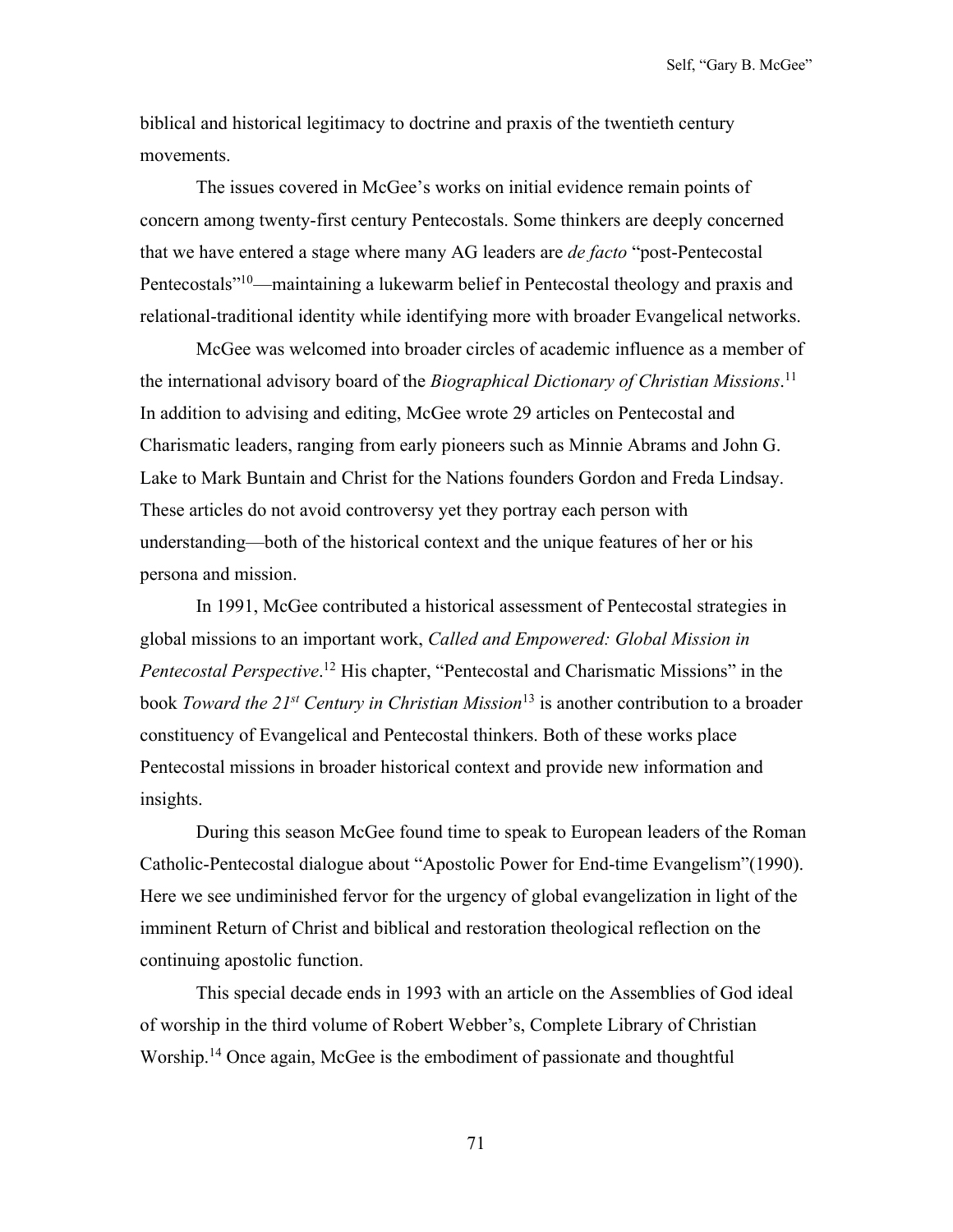biblical and historical legitimacy to doctrine and praxis of the twentieth century movements.

The issues covered in McGee's works on initial evidence remain points of concern among twenty-first century Pentecostals. Some thinkers are deeply concerned that we have entered a stage where many AG leaders are *de facto* "post-Pentecostal Pentecostals"[10]—maintaining a lukewarm belief in Pentecostal theology and praxis and relational-traditional identity while identifying more with broader Evangelical networks.

McGee was welcomed into broader circles of academic influence as a member of the international advisory board of the *Biographical Dictionary of Christian Missions*.[11] In addition to advising and editing, McGee wrote 29 articles on Pentecostal and Charismatic leaders, ranging from early pioneers such as Minnie Abrams and John G. Lake to Mark Buntain and Christ for the Nations founders Gordon and Freda Lindsay. These articles do not avoid controversy yet they portray each person with understanding—both of the historical context and the unique features of her or his persona and mission.

In 1991, McGee contributed a historical assessment of Pentecostal strategies in global missions to an important work, *Called and Empowered: Global Mission in Pentecostal Perspective*.[12] His chapter, "Pentecostal and Charismatic Missions" in the book *Toward the 21st Century in Christian Mission*[13] is another contribution to a broader constituency of Evangelical and Pentecostal thinkers. Both of these works place Pentecostal missions in broader historical context and provide new information and insights.

During this season McGee found time to speak to European leaders of the Roman Catholic-Pentecostal dialogue about "Apostolic Power for End-time Evangelism"(1990). Here we see undiminished fervor for the urgency of global evangelization in light of the imminent Return of Christ and biblical and restoration theological reflection on the continuing apostolic function.

This special decade ends in 1993 with an article on the Assemblies of God ideal of worship in the third volume of Robert Webber's, Complete Library of Christian Worship.[14] Once again, McGee is the embodiment of passionate and thoughtful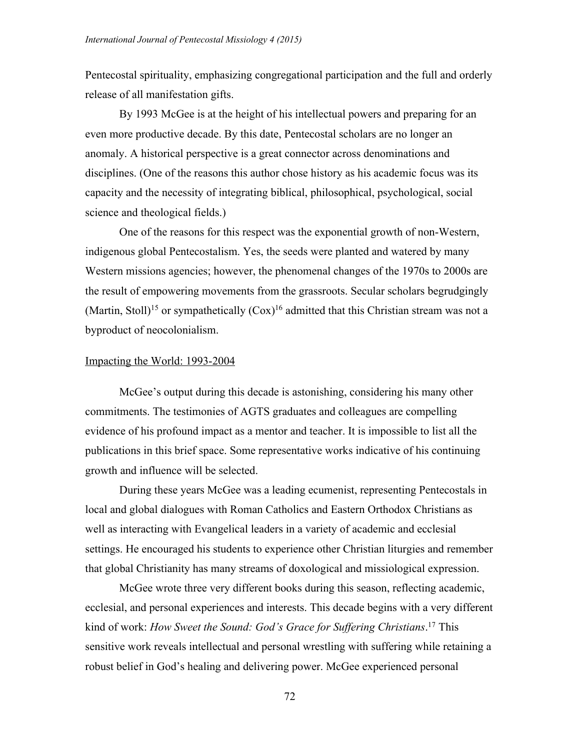Pentecostal spirituality, emphasizing congregational participation and the full and orderly release of all manifestation gifts.

By 1993 McGee is at the height of his intellectual powers and preparing for an even more productive decade. By this date, Pentecostal scholars are no longer an anomaly. A historical perspective is a great connector across denominations and disciplines. (One of the reasons this author chose history as his academic focus was its capacity and the necessity of integrating biblical, philosophical, psychological, social science and theological fields.)

One of the reasons for this respect was the exponential growth of non-Western, indigenous global Pentecostalism. Yes, the seeds were planted and watered by many Western missions agencies; however, the phenomenal changes of the 1970s to 2000s are the result of empowering movements from the grassroots. Secular scholars begrudgingly (Martin, Stoll)[15] or sympathetically (Cox)[16] admitted that this Christian stream was not a byproduct of neocolonialism.

## Impacting the World: 1993-2004

McGee's output during this decade is astonishing, considering his many other commitments. The testimonies of AGTS graduates and colleagues are compelling evidence of his profound impact as a mentor and teacher. It is impossible to list all the publications in this brief space. Some representative works indicative of his continuing growth and influence will be selected.

During these years McGee was a leading ecumenist, representing Pentecostals in local and global dialogues with Roman Catholics and Eastern Orthodox Christians as well as interacting with Evangelical leaders in a variety of academic and ecclesial settings. He encouraged his students to experience other Christian liturgies and remember that global Christianity has many streams of doxological and missiological expression.

McGee wrote three very different books during this season, reflecting academic, ecclesial, and personal experiences and interests. This decade begins with a very different kind of work: *How Sweet the Sound: God's Grace for Suffering Christians*.[17] This sensitive work reveals intellectual and personal wrestling with suffering while retaining a robust belief in God's healing and delivering power. McGee experienced personal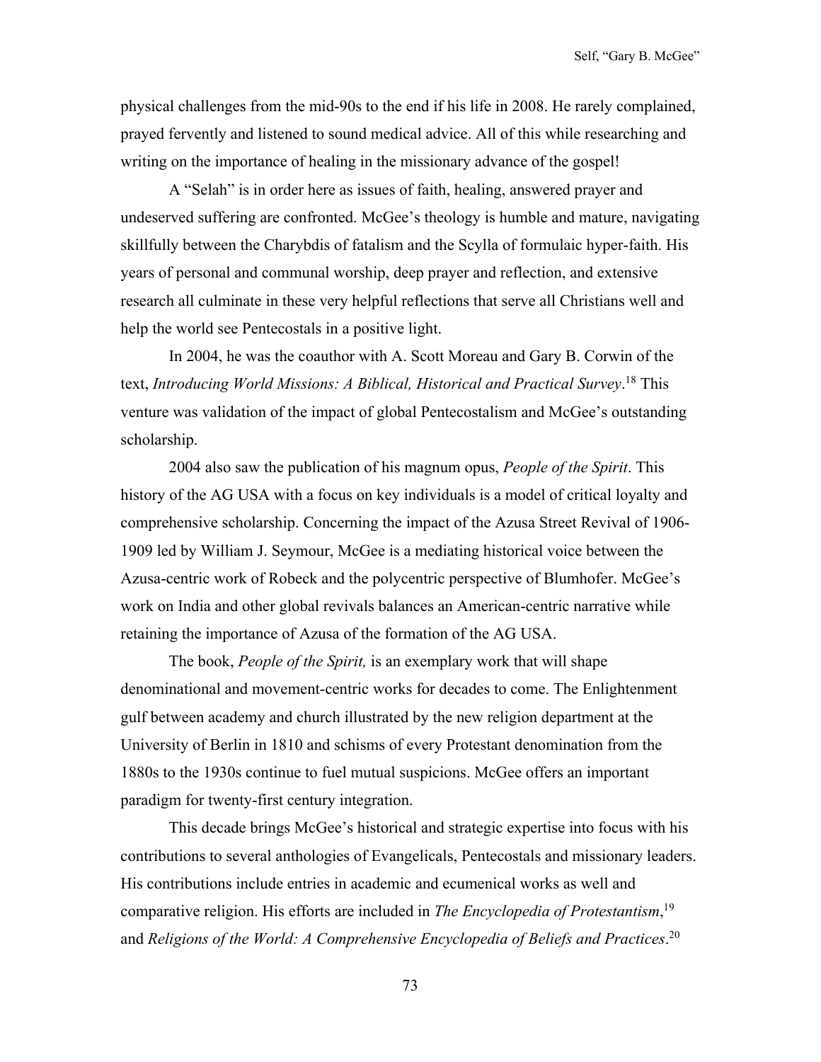physical challenges from the mid-90s to the end if his life in 2008. He rarely complained, prayed fervently and listened to sound medical advice. All of this while researching and writing on the importance of healing in the missionary advance of the gospel!

A "Selah" is in order here as issues of faith, healing, answered prayer and undeserved suffering are confronted. McGee's theology is humble and mature, navigating skillfully between the Charybdis of fatalism and the Scylla of formulaic hyper-faith. His years of personal and communal worship, deep prayer and reflection, and extensive research all culminate in these very helpful reflections that serve all Christians well and help the world see Pentecostals in a positive light.

In 2004, he was the coauthor with A. Scott Moreau and Gary B. Corwin of the text, *Introducing World Missions: A Biblical, Historical and Practical Survey*.[18] This venture was validation of the impact of global Pentecostalism and McGee's outstanding scholarship.

2004 also saw the publication of his magnum opus, *People of the Spirit*. This history of the AG USA with a focus on key individuals is a model of critical loyalty and comprehensive scholarship. Concerning the impact of the Azusa Street Revival of 1906-1909 led by William J. Seymour, McGee is a mediating historical voice between the Azusa-centric work of Robeck and the polycentric perspective of Blumhofer. McGee's work on India and other global revivals balances an American-centric narrative while retaining the importance of Azusa of the formation of the AG USA.

The book, *People of the Spirit,* is an exemplary work that will shape denominational and movement-centric works for decades to come. The Enlightenment gulf between academy and church illustrated by the new religion department at the University of Berlin in 1810 and schisms of every Protestant denomination from the 1880s to the 1930s continue to fuel mutual suspicions. McGee offers an important paradigm for twenty-first century integration.

This decade brings McGee's historical and strategic expertise into focus with his contributions to several anthologies of Evangelicals, Pentecostals and missionary leaders. His contributions include entries in academic and ecumenical works as well and comparative religion. His efforts are included in *The Encyclopedia of Protestantism*,[19] and *Religions of the World: A Comprehensive Encyclopedia of Beliefs and Practices*.[20]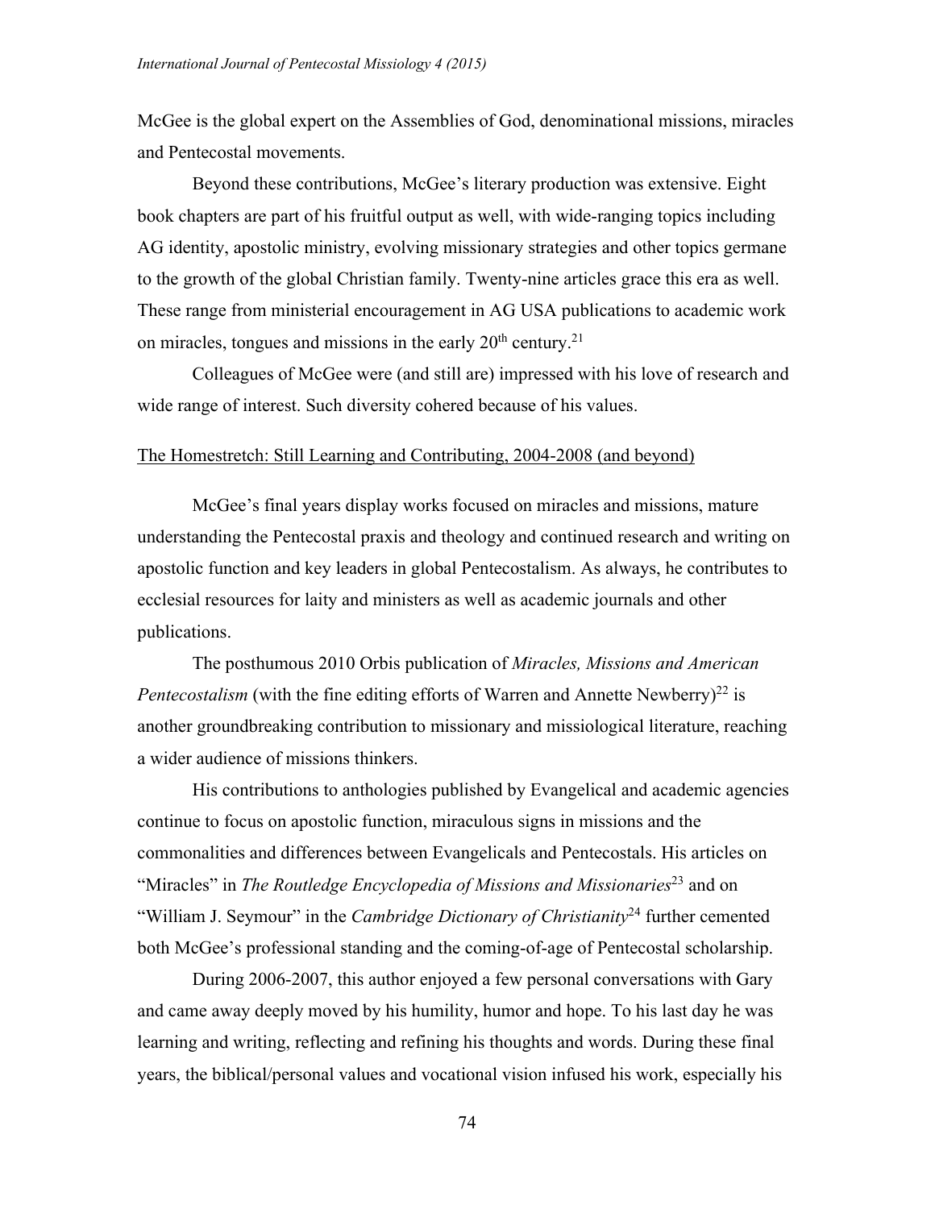McGee is the global expert on the Assemblies of God, denominational missions, miracles and Pentecostal movements.

Beyond these contributions, McGee's literary production was extensive. Eight book chapters are part of his fruitful output as well, with wide-ranging topics including AG identity, apostolic ministry, evolving missionary strategies and other topics germane to the growth of the global Christian family. Twenty-nine articles grace this era as well. These range from ministerial encouragement in AG USA publications to academic work on miracles, tongues and missions in the early 20th century.[21]

Colleagues of McGee were (and still are) impressed with his love of research and wide range of interest. Such diversity cohered because of his values.

## The Homestretch: Still Learning and Contributing, 2004-2008 (and beyond)

McGee's final years display works focused on miracles and missions, mature understanding the Pentecostal praxis and theology and continued research and writing on apostolic function and key leaders in global Pentecostalism. As always, he contributes to ecclesial resources for laity and ministers as well as academic journals and other publications.

The posthumous 2010 Orbis publication of *Miracles, Missions and American Pentecostalism* (with the fine editing efforts of Warren and Annette Newberry)[22] is another groundbreaking contribution to missionary and missiological literature, reaching a wider audience of missions thinkers.

His contributions to anthologies published by Evangelical and academic agencies continue to focus on apostolic function, miraculous signs in missions and the commonalities and differences between Evangelicals and Pentecostals. His articles on "Miracles" in *The Routledge Encyclopedia of Missions and Missionaries*[23] and on "William J. Seymour" in the *Cambridge Dictionary of Christianity*[24] further cemented both McGee's professional standing and the coming-of-age of Pentecostal scholarship.

During 2006-2007, this author enjoyed a few personal conversations with Gary and came away deeply moved by his humility, humor and hope. To his last day he was learning and writing, reflecting and refining his thoughts and words. During these final years, the biblical/personal values and vocational vision infused his work, especially his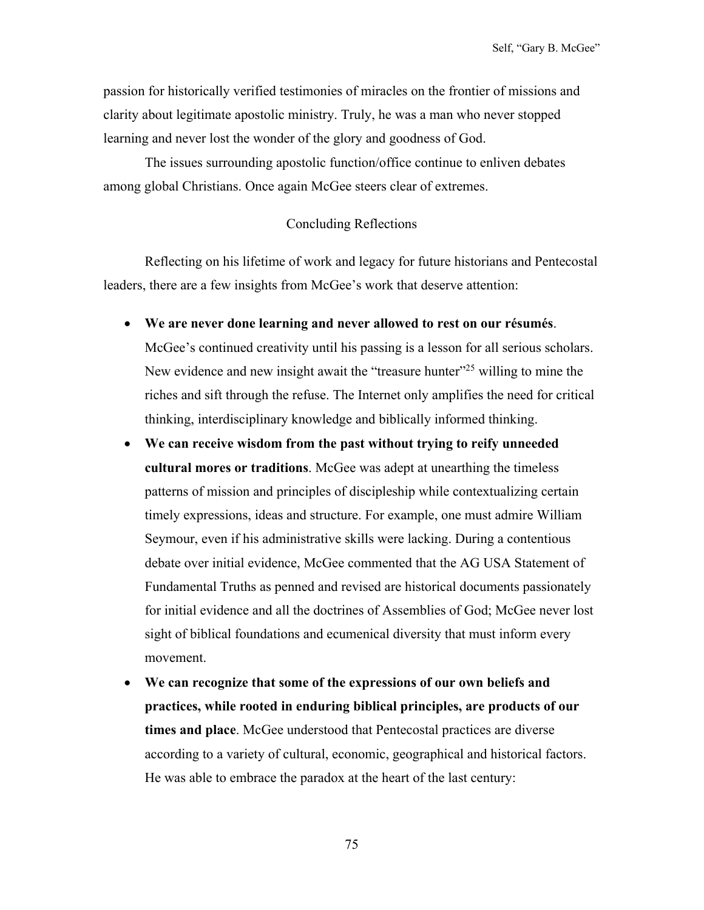passion for historically verified testimonies of miracles on the frontier of missions and clarity about legitimate apostolic ministry. Truly, he was a man who never stopped learning and never lost the wonder of the glory and goodness of God.

The issues surrounding apostolic function/office continue to enliven debates among global Christians. Once again McGee steers clear of extremes.

## Concluding Reflections

Reflecting on his lifetime of work and legacy for future historians and Pentecostal leaders, there are a few insights from McGee's work that deserve attention:

- **We are never done learning and never allowed to rest on our résumés**. McGee's continued creativity until his passing is a lesson for all serious scholars. New evidence and new insight await the "treasure hunter"[25] willing to mine the riches and sift through the refuse. The Internet only amplifies the need for critical thinking, interdisciplinary knowledge and biblically informed thinking.
- **We can receive wisdom from the past without trying to reify unneeded cultural mores or traditions**. McGee was adept at unearthing the timeless patterns of mission and principles of discipleship while contextualizing certain timely expressions, ideas and structure. For example, one must admire William Seymour, even if his administrative skills were lacking. During a contentious debate over initial evidence, McGee commented that the AG USA Statement of Fundamental Truths as penned and revised are historical documents passionately for initial evidence and all the doctrines of Assemblies of God; McGee never lost sight of biblical foundations and ecumenical diversity that must inform every movement.
- **We can recognize that some of the expressions of our own beliefs and practices, while rooted in enduring biblical principles, are products of our times and place**. McGee understood that Pentecostal practices are diverse according to a variety of cultural, economic, geographical and historical factors. He was able to embrace the paradox at the heart of the last century: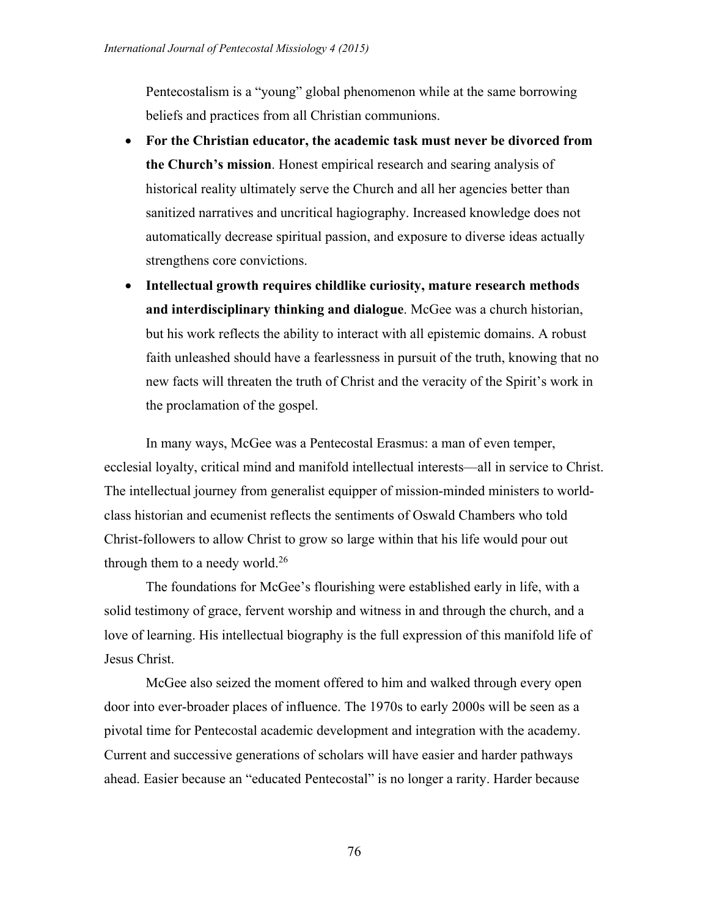Pentecostalism is a "young" global phenomenon while at the same borrowing beliefs and practices from all Christian communions.

- **For the Christian educator, the academic task must never be divorced from the Church's mission**. Honest empirical research and searing analysis of historical reality ultimately serve the Church and all her agencies better than sanitized narratives and uncritical hagiography. Increased knowledge does not automatically decrease spiritual passion, and exposure to diverse ideas actually strengthens core convictions.
- **Intellectual growth requires childlike curiosity, mature research methods and interdisciplinary thinking and dialogue**. McGee was a church historian, but his work reflects the ability to interact with all epistemic domains. A robust faith unleashed should have a fearlessness in pursuit of the truth, knowing that no new facts will threaten the truth of Christ and the veracity of the Spirit's work in the proclamation of the gospel.

In many ways, McGee was a Pentecostal Erasmus: a man of even temper, ecclesial loyalty, critical mind and manifold intellectual interests—all in service to Christ. The intellectual journey from generalist equipper of mission-minded ministers to world-class historian and ecumenist reflects the sentiments of Oswald Chambers who told Christ-followers to allow Christ to grow so large within that his life would pour out through them to a needy world.[26]

The foundations for McGee's flourishing were established early in life, with a solid testimony of grace, fervent worship and witness in and through the church, and a love of learning. His intellectual biography is the full expression of this manifold life of Jesus Christ.

McGee also seized the moment offered to him and walked through every open door into ever-broader places of influence. The 1970s to early 2000s will be seen as a pivotal time for Pentecostal academic development and integration with the academy. Current and successive generations of scholars will have easier and harder pathways ahead. Easier because an "educated Pentecostal" is no longer a rarity. Harder because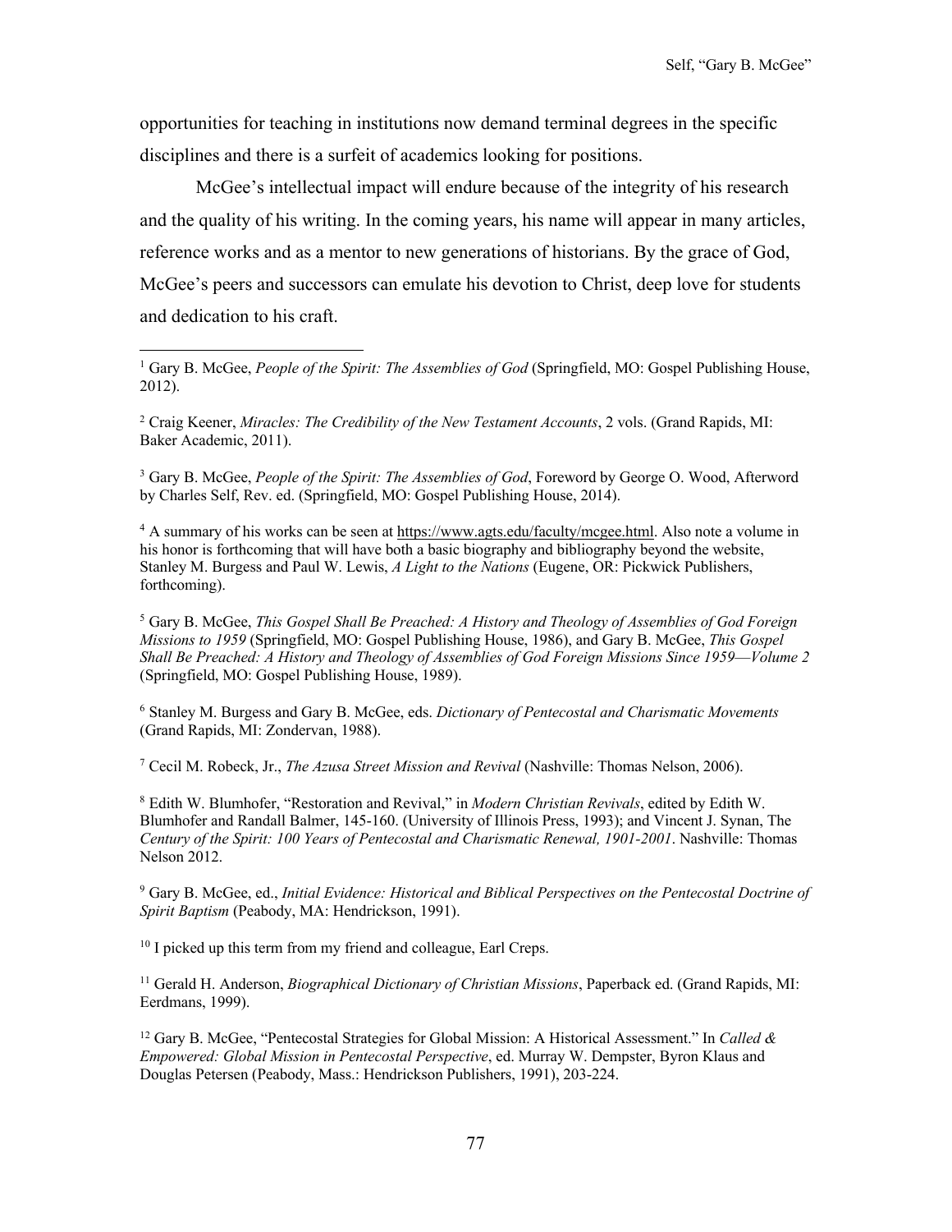opportunities for teaching in institutions now demand terminal degrees in the specific disciplines and there is a surfeit of academics looking for positions.

McGee's intellectual impact will endure because of the integrity of his research and the quality of his writing. In the coming years, his name will appear in many articles, reference works and as a mentor to new generations of historians. By the grace of God, McGee's peers and successors can emulate his devotion to Christ, deep love for students and dedication to his craft.

---

[1] Gary B. McGee, *People of the Spirit: The Assemblies of God* (Springfield, MO: Gospel Publishing House, 2012).

[2] Craig Keener, *Miracles: The Credibility of the New Testament Accounts*, 2 vols. (Grand Rapids, MI: Baker Academic, 2011).

[3] Gary B. McGee, *People of the Spirit: The Assemblies of God*, Foreword by George O. Wood, Afterword by Charles Self, Rev. ed. (Springfield, MO: Gospel Publishing House, 2014).

[4] A summary of his works can be seen at https://www.agts.edu/faculty/mcgee.html. Also note a volume in his honor is forthcoming that will have both a basic biography and bibliography beyond the website, Stanley M. Burgess and Paul W. Lewis, *A Light to the Nations* (Eugene, OR: Pickwick Publishers, forthcoming).

[5] Gary B. McGee, *This Gospel Shall Be Preached: A History and Theology of Assemblies of God Foreign Missions to 1959* (Springfield, MO: Gospel Publishing House, 1986), and Gary B. McGee, *This Gospel Shall Be Preached: A History and Theology of Assemblies of God Foreign Missions Since 1959—Volume 2* (Springfield, MO: Gospel Publishing House, 1989).

[6] Stanley M. Burgess and Gary B. McGee, eds. *Dictionary of Pentecostal and Charismatic Movements* (Grand Rapids, MI: Zondervan, 1988).

[7] Cecil M. Robeck, Jr., *The Azusa Street Mission and Revival* (Nashville: Thomas Nelson, 2006).

[8] Edith W. Blumhofer, "Restoration and Revival," in *Modern Christian Revivals*, edited by Edith W. Blumhofer and Randall Balmer, 145-160. (University of Illinois Press, 1993); and Vincent J. Synan, The *Century of the Spirit: 100 Years of Pentecostal and Charismatic Renewal, 1901-2001*. Nashville: Thomas Nelson 2012.

[9] Gary B. McGee, ed., *Initial Evidence: Historical and Biblical Perspectives on the Pentecostal Doctrine of Spirit Baptism* (Peabody, MA: Hendrickson, 1991).

[10] I picked up this term from my friend and colleague, Earl Creps.

[11] Gerald H. Anderson, *Biographical Dictionary of Christian Missions*, Paperback ed. (Grand Rapids, MI: Eerdmans, 1999).

[12] Gary B. McGee, "Pentecostal Strategies for Global Mission: A Historical Assessment." In *Called & Empowered: Global Mission in Pentecostal Perspective*, ed. Murray W. Dempster, Byron Klaus and Douglas Petersen (Peabody, Mass.: Hendrickson Publishers, 1991), 203-224.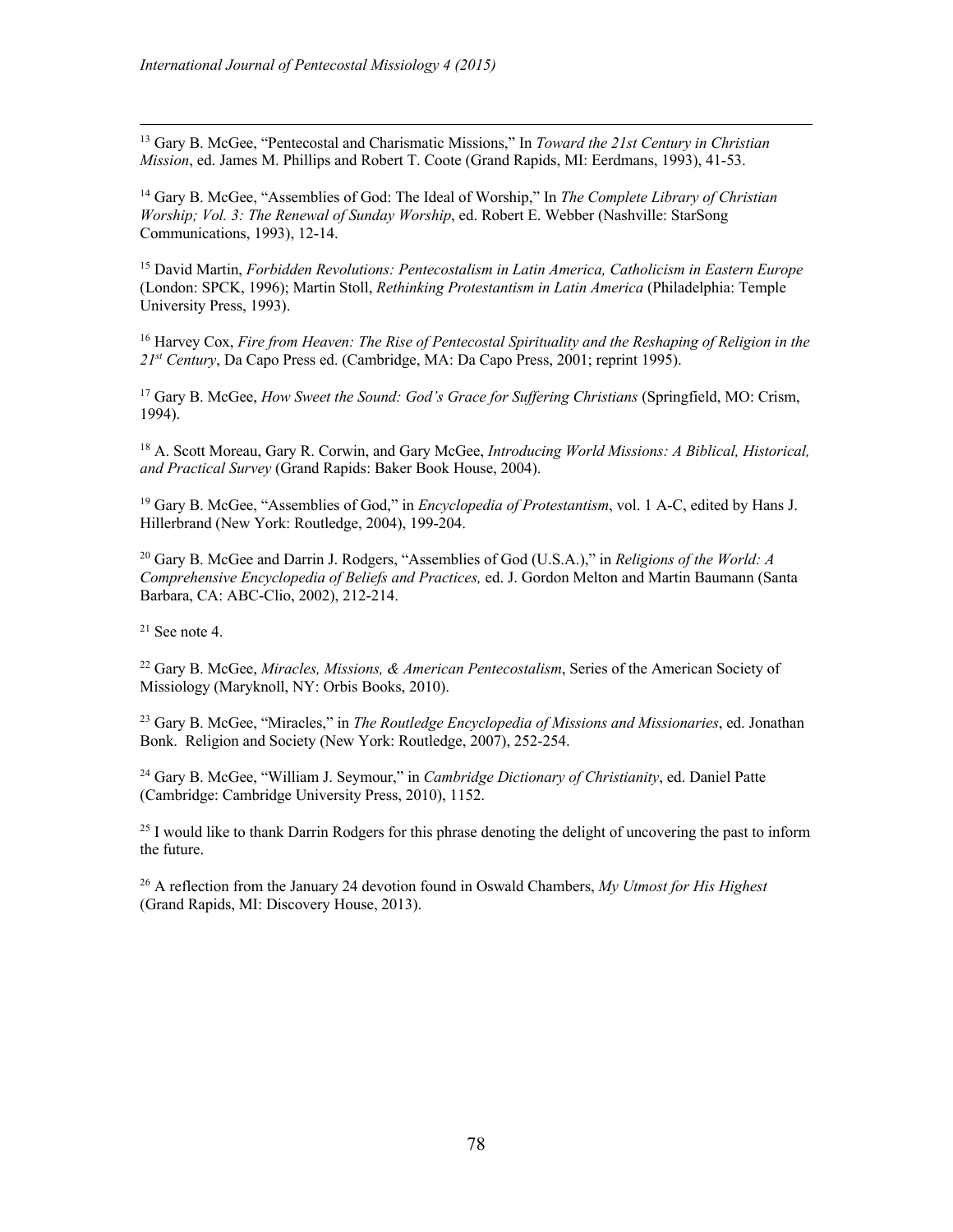[13] Gary B. McGee, "Pentecostal and Charismatic Missions," In *Toward the 21st Century in Christian Mission*, ed. James M. Phillips and Robert T. Coote (Grand Rapids, MI: Eerdmans, 1993), 41-53.

[14] Gary B. McGee, "Assemblies of God: The Ideal of Worship," In *The Complete Library of Christian Worship; Vol. 3: The Renewal of Sunday Worship*, ed. Robert E. Webber (Nashville: StarSong Communications, 1993), 12-14.

[15] David Martin, *Forbidden Revolutions: Pentecostalism in Latin America, Catholicism in Eastern Europe* (London: SPCK, 1996); Martin Stoll, *Rethinking Protestantism in Latin America* (Philadelphia: Temple University Press, 1993).

[16] Harvey Cox, *Fire from Heaven: The Rise of Pentecostal Spirituality and the Reshaping of Religion in the 21st Century*, Da Capo Press ed. (Cambridge, MA: Da Capo Press, 2001; reprint 1995).

[17] Gary B. McGee, *How Sweet the Sound: God's Grace for Suffering Christians* (Springfield, MO: Crism, 1994).

[18] A. Scott Moreau, Gary R. Corwin, and Gary McGee, *Introducing World Missions: A Biblical, Historical, and Practical Survey* (Grand Rapids: Baker Book House, 2004).

[19] Gary B. McGee, "Assemblies of God," in *Encyclopedia of Protestantism*, vol. 1 A-C, edited by Hans J. Hillerbrand (New York: Routledge, 2004), 199-204.

[20] Gary B. McGee and Darrin J. Rodgers, "Assemblies of God (U.S.A.)," in *Religions of the World: A Comprehensive Encyclopedia of Beliefs and Practices,* ed. J. Gordon Melton and Martin Baumann (Santa Barbara, CA: ABC-Clio, 2002), 212-214.

[21] See note 4.

[22] Gary B. McGee, *Miracles, Missions, & American Pentecostalism*, Series of the American Society of Missiology (Maryknoll, NY: Orbis Books, 2010).

[23] Gary B. McGee, "Miracles," in *The Routledge Encyclopedia of Missions and Missionaries*, ed. Jonathan Bonk. Religion and Society (New York: Routledge, 2007), 252-254.

[24] Gary B. McGee, "William J. Seymour," in *Cambridge Dictionary of Christianity*, ed. Daniel Patte (Cambridge: Cambridge University Press, 2010), 1152.

[25] I would like to thank Darrin Rodgers for this phrase denoting the delight of uncovering the past to inform the future.

[26] A reflection from the January 24 devotion found in Oswald Chambers, *My Utmost for His Highest* (Grand Rapids, MI: Discovery House, 2013).